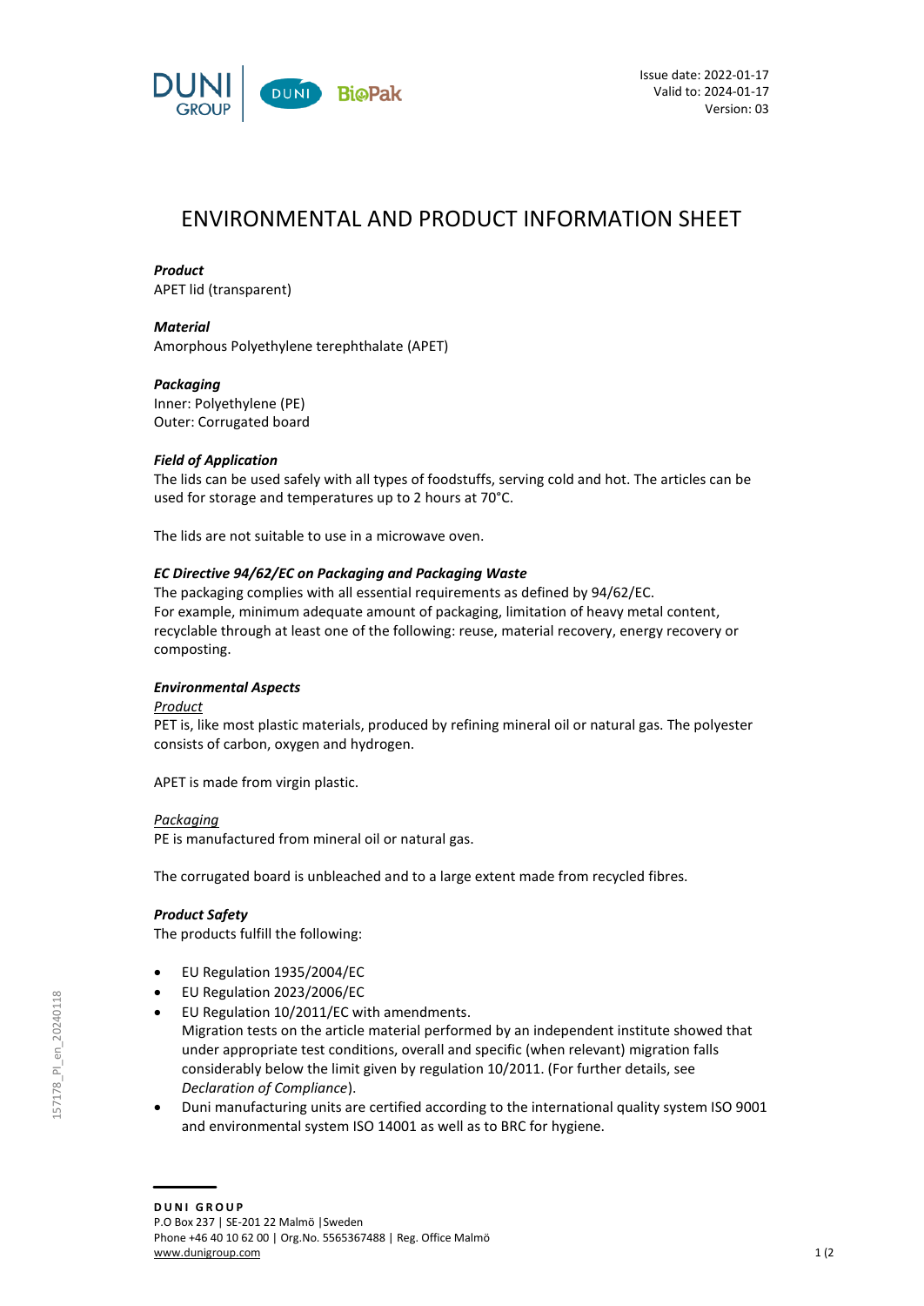Issue date: 2022-01-17
Valid to: 2024-01-17
Version: 03

# ENVIRONMENTAL AND PRODUCT INFORMATION SHEET

***Product***
APET lid (transparent)

***Material***
Amorphous Polyethylene terephthalate (APET)

***Packaging***
Inner: Polyethylene (PE)
Outer: Corrugated board

***Field of Application***
The lids can be used safely with all types of foodstuffs, serving cold and hot. The articles can be used for storage and temperatures up to 2 hours at 70°C.

The lids are not suitable to use in a microwave oven.

***EC Directive 94/62/EC on Packaging and Packaging Waste***
The packaging complies with all essential requirements as defined by 94/62/EC.
For example, minimum adequate amount of packaging, limitation of heavy metal content, recyclable through at least one of the following: reuse, material recovery, energy recovery or composting.

***Environmental Aspects***
<u>*Product*</u>
PET is, like most plastic materials, produced by refining mineral oil or natural gas. The polyester consists of carbon, oxygen and hydrogen.

APET is made from virgin plastic.

<u>*Packaging*</u>
PE is manufactured from mineral oil or natural gas.

The corrugated board is unbleached and to a large extent made from recycled fibres.

***Product Safety***
The products fulfill the following:

- EU Regulation 1935/2004/EC
- EU Regulation 2023/2006/EC
- EU Regulation 10/2011/EC with amendments.
  Migration tests on the article material performed by an independent institute showed that under appropriate test conditions, overall and specific (when relevant) migration falls considerably below the limit given by regulation 10/2011. (For further details, see *Declaration of Compliance*).
- Duni manufacturing units are certified according to the international quality system ISO 9001 and environmental system ISO 14001 as well as to BRC for hygiene.

**DUNI GROUP**
P.O Box 237 | SE-201 22 Malmö | Sweden
Phone +46 40 10 62 00 | Org.No. 5565367488 | Reg. Office Malmö
www.dunigroup.com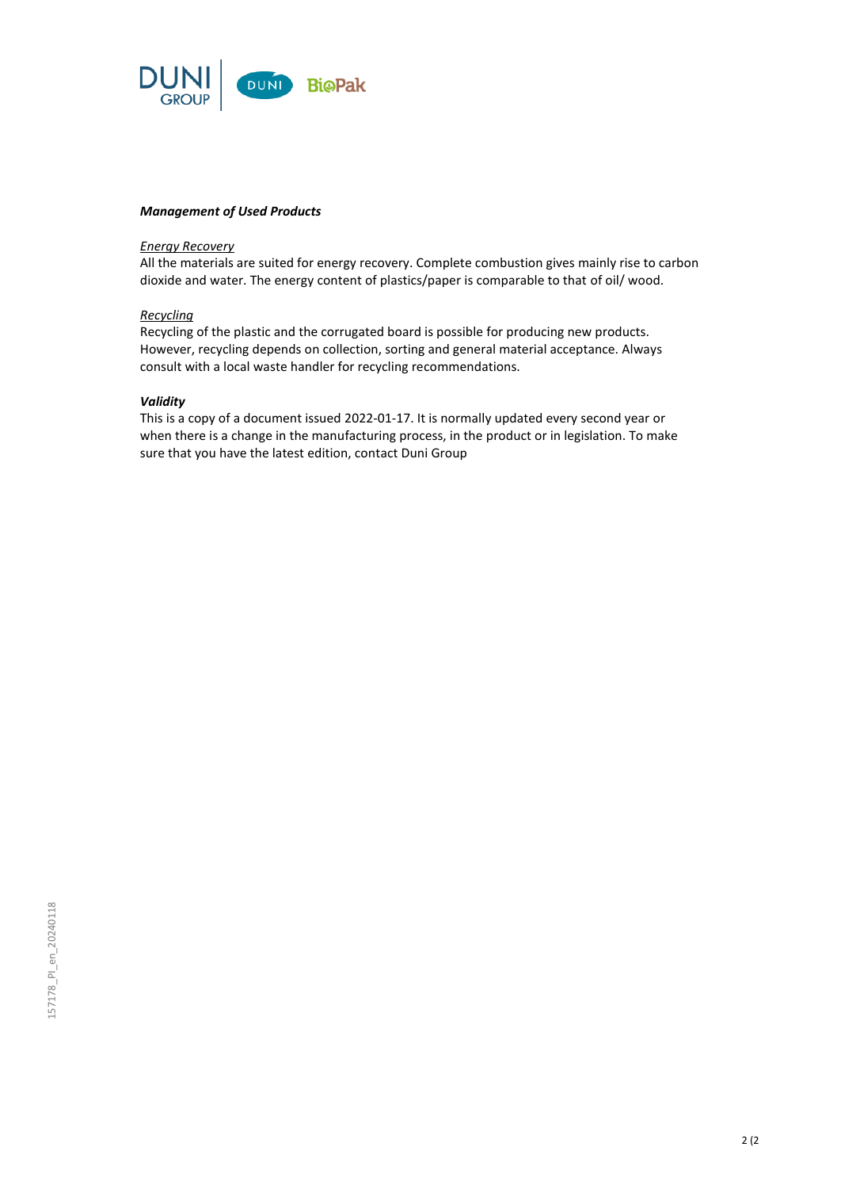***Management of Used Products***

*Energy Recovery*
All the materials are suited for energy recovery. Complete combustion gives mainly rise to carbon dioxide and water. The energy content of plastics/paper is comparable to that of oil/ wood.

*Recycling*
Recycling of the plastic and the corrugated board is possible for producing new products. However, recycling depends on collection, sorting and general material acceptance. Always consult with a local waste handler for recycling recommendations.

***Validity***
This is a copy of a document issued 2022-01-17. It is normally updated every second year or when there is a change in the manufacturing process, in the product or in legislation. To make sure that you have the latest edition, contact Duni Group

157178_PI_en_20240118